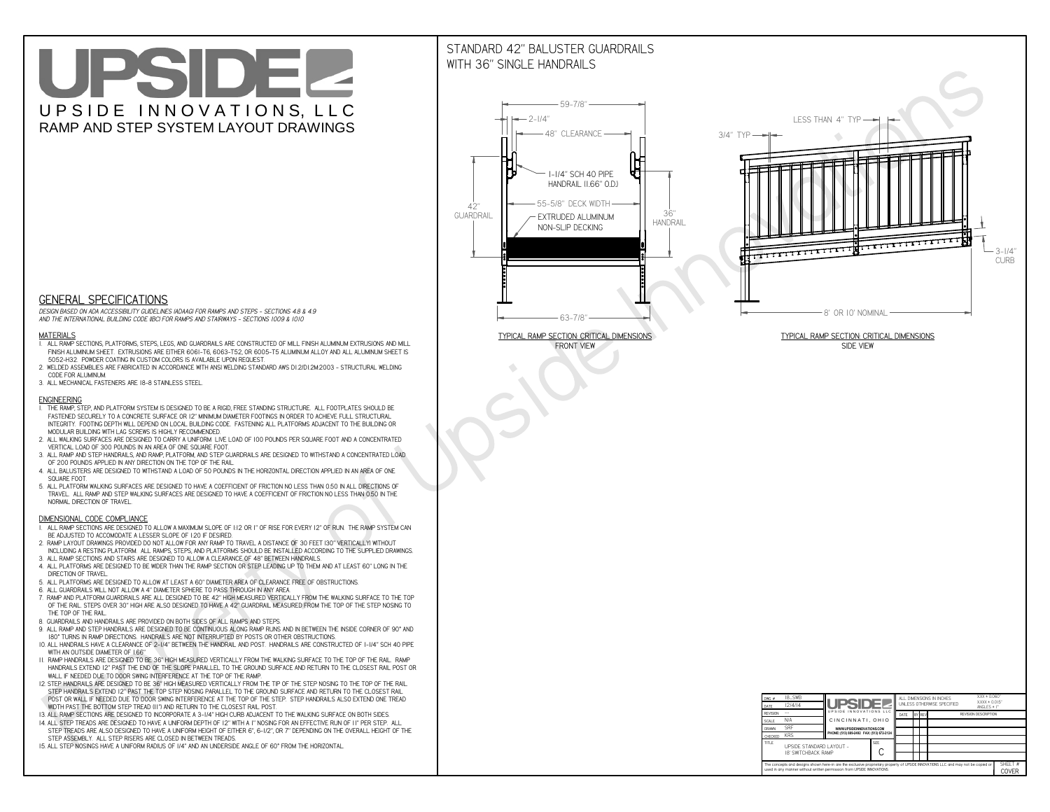# UPSIDE

UPSIDE INNOVATIONS, LLC

RAMP AND STEP SYSTEM LAYOUT DRAWINGS

## STANDARD 42" BALUSTER GUARDRAILS WITH 36" SINGLE HANDRAILS

59-7/8"
2-1/4"
48" CLEARANCE
1-1/4" SCH 40 PIPE HANDRAIL (1.66" O.D.)
55-5/8" DECK WIDTH
42" GUARDRAIL
EXTRUDED ALUMINUM NON-SLIP DECKING
36" HANDRAIL
63-7/8"

TYPICAL RAMP SECTION: CRITICAL DIMENSIONS
FRONT VIEW

LESS THAN 4" TYP
3/4" TYP
3-1/4" CURB
8' OR 10' NOMINAL

TYPICAL RAMP SECTION: CRITICAL DIMENSIONS
SIDE VIEW

## GENERAL SPECIFICATIONS

*DESIGN BASED ON ADA ACCESSIBILITY GUIDELINES (ADAAG) FOR RAMPS AND STEPS - SECTIONS 4.8 & 4.9 AND THE INTERNATIONAL BUILDING CODE (IBC) FOR RAMPS AND STAIRWAYS - SECTIONS 1009 & 1010*

### MATERIALS

1. ALL RAMP SECTIONS, PLATFORMS, STEPS, LEGS, AND GUARDRAILS ARE CONSTRUCTED OF MILL FINISH ALUMINUM EXTRUSIONS AND MILL FINISH ALUMINUM SHEET. EXTRUSIONS ARE EITHER 6061-T6, 6063-T52, OR 6005-T5 ALUMINUM ALLOY AND ALL ALUMINUM SHEET IS 5052-H32. POWDER COATING IN CUSTOM COLORS IS AVAILABLE UPON REQUEST.
2. WELDED ASSEMBLIES ARE FABRICATED IN ACCORDANCE WITH ANSI WELDING STANDARD AWS D1.2/D1.2M:2003 - STRUCTURAL WELDING CODE FOR ALUMINUM.
3. ALL MECHANICAL FASTENERS ARE 18-8 STAINLESS STEEL.

### ENGINEERING

1. THE RAMP, STEP, AND PLATFORM SYSTEM IS DESIGNED TO BE A RIGID, FREE STANDING STRUCTURE. ALL FOOTPLATES SHOULD BE FASTENED SECURELY TO A CONCRETE SURFACE OR 12" MINIMUM DIAMETER FOOTINGS IN ORDER TO ACHIEVE FULL STRUCTURAL INTEGRITY. FOOTING DEPTH WILL DEPEND ON LOCAL BUILDING CODE. FASTENING ALL PLATFORMS ADJACENT TO THE BUILDING OR MODULAR BUILDING WITH LAG SCREWS IS HIGHLY RECOMMENDED.
2. ALL WALKING SURFACES ARE DESIGNED TO CARRY A UNIFORM LIVE LOAD OF 100 POUNDS PER SQUARE FOOT AND A CONCENTRATED VERTICAL LOAD OF 300 POUNDS IN AN AREA OF ONE SQUARE FOOT.
3. ALL RAMP AND STEP HANDRAILS, AND RAMP, PLATFORM, AND STEP GUARDRAILS ARE DESIGNED TO WITHSTAND A CONCENTRATED LOAD OF 200 POUNDS APPLIED IN ANY DIRECTION ON THE TOP OF THE RAIL.
4. ALL BALUSTERS ARE DESIGNED TO WITHSTAND A LOAD OF 50 POUNDS IN THE HORIZONTAL DIRECTION APPLIED IN AN AREA OF ONE SQUARE FOOT.
5. ALL PLATFORM WALKING SURFACES ARE DESIGNED TO HAVE A COEFFICIENT OF FRICTION NO LESS THAN 0.50 IN ALL DIRECTIONS OF TRAVEL. ALL RAMP AND STEP WALKING SURFACES ARE DESIGNED TO HAVE A COEFFICIENT OF FRICTION NO LESS THAN 0.50 IN THE NORMAL DIRECTION OF TRAVEL.

### DIMENSIONAL CODE COMPLIANCE

1. ALL RAMP SECTIONS ARE DESIGNED TO ALLOW A MAXIMUM SLOPE OF 1:12 OR 1" OF RISE FOR EVERY 12" OF RUN. THE RAMP SYSTEM CAN BE ADJUSTED TO ACCOMODATE A LESSER SLOPE OF 1:20 IF DESIRED.
2. RAMP LAYOUT DRAWINGS PROVIDED DO NOT ALLOW FOR ANY RAMP TO TRAVEL A DISTANCE OF 30 FEET (30" VERTICALLY) WITHOUT INCLUDING A RESTING PLATFORM. ALL RAMPS, STEPS, AND PLATFORMS SHOULD BE INSTALLED ACCORDING TO THE SUPPLIED DRAWINGS.
3. ALL RAMP SECTIONS AND STAIRS ARE DESIGNED TO ALLOW A CLEARANCE OF 48" BETWEEN HANDRAILS.
4. ALL PLATFORMS ARE DESIGNED TO BE WIDER THAN THE RAMP SECTION OR STEP LEADING UP TO THEM AND AT LEAST 60" LONG IN THE DIRECTION OF TRAVEL.
5. ALL PLATFORMS ARE DESIGNED TO ALLOW AT LEAST A 60" DIAMETER AREA OF CLEARANCE FREE OF OBSTRUCTIONS.
6. ALL GUARDRAILS WILL NOT ALLOW A 4" DIAMETER SPHERE TO PASS THROUGH IN ANY AREA.
7. RAMP AND PLATFORM GUARDRAILS ARE ALL DESIGNED TO BE 42" HIGH MEASURED VERTICALLY FROM THE WALKING SURFACE TO THE TOP OF THE RAIL. STEPS OVER 30" HIGH ARE ALSO DESIGNED TO HAVE A 42" GUARDRAIL MEASURED FROM THE TOP OF THE STEP NOSING TO THE TOP OF THE RAIL.
8. GUARDRAILS AND HANDRAILS ARE PROVIDED ON BOTH SIDES OF ALL RAMPS AND STEPS.
9. ALL RAMP AND STEP HANDRAILS ARE DESIGNED TO BE CONTINUOUS ALONG RAMP RUNS AND IN BETWEEN THE INSIDE CORNER OF 90° AND 180° TURNS IN RAMP DIRECTIONS. HANDRAILS ARE NOT INTERRUPTED BY POSTS OR OTHER OBSTRUCTIONS.
10. ALL HANDRAILS HAVE A CLEARANCE OF 2-1/4" BETWEEN THE HANDRAIL AND POST. HANDRAILS ARE CONSTRUCTED OF 1-1/4" SCH 40 PIPE WITH AN OUTSIDE DIAMETER OF 1.66"
11. RAMP HANDRAILS ARE DESIGNED TO BE 36" HIGH MEASURED VERTICALLY FROM THE WALKING SURFACE TO THE TOP OF THE RAIL. RAMP HANDRAILS EXTEND 12" PAST THE END OF THE SLOPE PARALLEL TO THE GROUND SURFACE AND RETURN TO THE CLOSEST RAIL POST OR WALL IF NEEDED DUE TO DOOR SWING INTERFERENCE AT THE TOP OF THE RAMP.
12. STEP HANDRAILS ARE DESIGNED TO BE 36" HIGH MEASURED VERTICALLY FROM THE TIP OF THE STEP NOSING TO THE TOP OF THE RAIL. STEP HANDRAILS EXTEND 12" PAST THE TOP STEP NOSING PARALLEL TO THE GROUND SURFACE AND RETURN TO THE CLOSEST RAIL POST OR WALL IF NEEDED DUE TO DOOR SWING INTERFERENCE AT THE TOP OF THE STEP. STEP HANDRAILS ALSO EXTEND ONE TREAD WIDTH PAST THE BOTTOM STEP TREAD (11") AND RETURN TO THE CLOSEST RAIL POST.
13. ALL RAMP SECTIONS ARE DESIGNED TO INCORPORATE A 3-1/4" HIGH CURB ADJACENT TO THE WALKING SURFACE ON BOTH SIDES.
14. ALL STEP TREADS ARE DESIGNED TO HAVE A UNIFORM DEPTH OF 12" WITH A 1" NOSING FOR AN EFFECTIVE RUN OF 11" PER STEP. ALL STEP TREADS ARE ALSO DESIGNED TO HAVE A UNIFORM HEIGHT OF EITHER 6", 6-1/2", OR 7" DEPENDING ON THE OVERALL HEIGHT OF THE STEP ASSEMBLY. ALL STEP RISERS ARE CLOSED IN BETWEEN TREADS.
15. ALL STEP NOSINGS HAVE A UNIFORM RADIUS OF 1/4" AND AN UNDERSIDE ANGLE OF 60° FROM THE HORIZONTAL.

| DWG # | 18_SWB | UPSIDE INNOVATIONS LLC | ALL DIMENSIONS IN INCHES UNLESS OTHERWISE SPECIFIED | XXX ± 0.060" XXXX ± 0.015" ANGLES ± 1° |
|---|---|---|---|---|
| DATE | 12/4/14 | CINCINNATI, OHIO | | |
| REVISION | --- | WWW.UPSIDEINNOVATIONS.COM | DATE / BY / REV | REVISION DESCRIPTION |
| SCALE | N/A | PHONE: (513) 889-2492 FAX: (513) 672-2124 | | |
| DRAWN | SRF | | | |
| CHECKED | KRS | | | |
| TITLE | UPSIDE STANDARD LAYOUT - 18' SWITCHBACK RAMP | SIZE C | | |

The concepts and designs shown here-in are the exclusive proprietary property of UPSIDE INNOVATIONS LLC and may not be copied or used in any manner without written permission from UPSIDE INNOVATIONS.

SHEET # COVER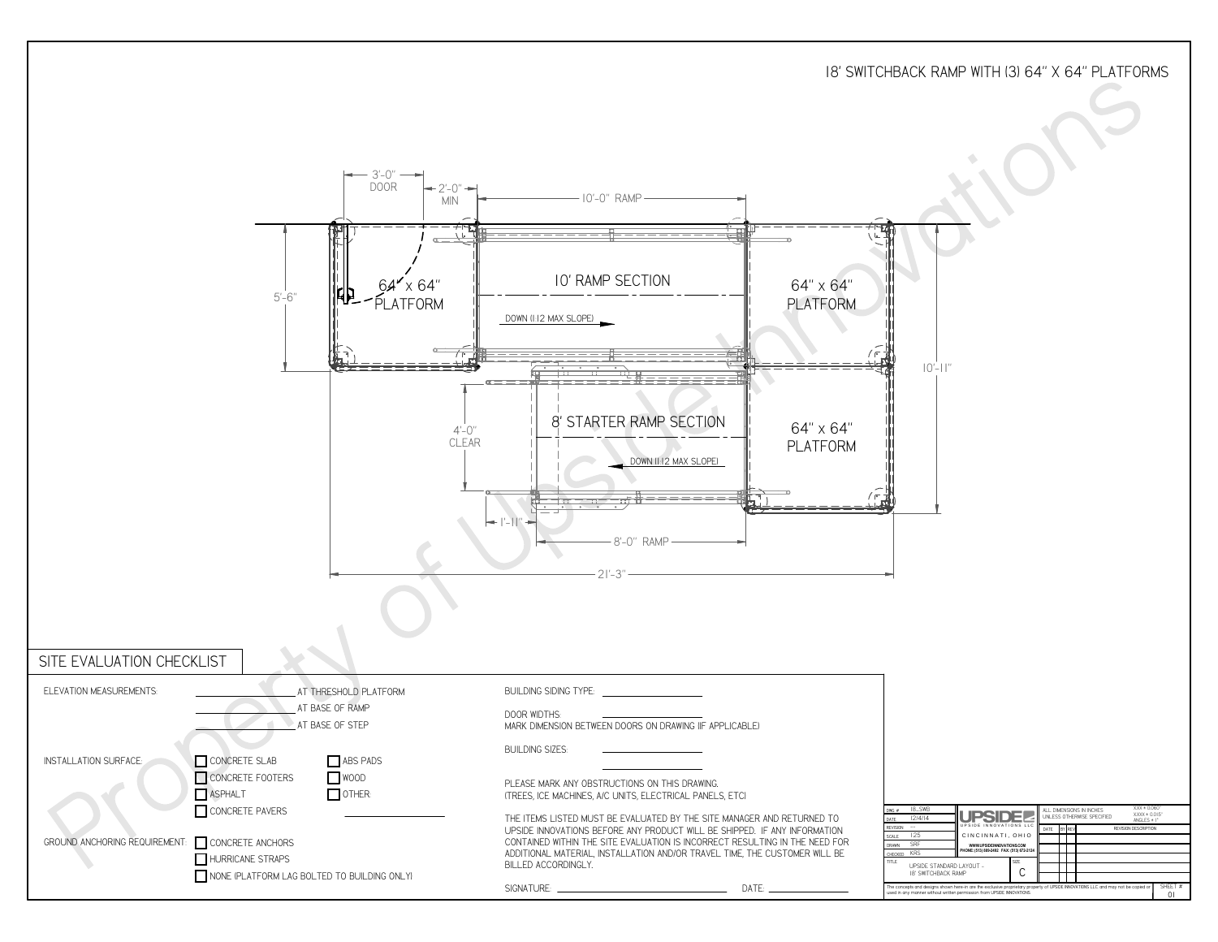# 18' SWITCHBACK RAMP WITH (3) 64" X 64" PLATFORMS

3'-0" DOOR

2'-0" MIN

10'-0" RAMP

5'-6"

64" x 64" PLATFORM

10' RAMP SECTION

DOWN (1:12 MAX SLOPE)

64" x 64" PLATFORM

10'-11"

4'-0" CLEAR

8' STARTER RAMP SECTION

DOWN (1:12 MAX SLOPE)

64" x 64" PLATFORM

1'-11"

8'-0" RAMP

21'-3"

## SITE EVALUATION CHECKLIST

ELEVATION MEASUREMENTS: ____________ AT THRESHOLD PLATFORM

____________ AT BASE OF RAMP

____________ AT BASE OF STEP

INSTALLATION SURFACE:

- [ ] CONCRETE SLAB
- [ ] CONCRETE FOOTERS
- [ ] ASPHALT
- [ ] CONCRETE PAVERS
- [ ] ABS PADS
- [ ] WOOD
- [ ] OTHER ____________

GROUND ANCHORING REQUIREMENT:

- [ ] CONCRETE ANCHORS
- [ ] HURRICANE STRAPS
- [ ] NONE (PLATFORM LAG BOLTED TO BUILDING ONLY)

BUILDING SIDING TYPE: ____________

DOOR WIDTHS: ____________

MARK DIMENSION BETWEEN DOORS ON DRAWING (IF APPLICABLE)

BUILDING SIZES: ____________

____________

PLEASE MARK ANY OBSTRUCTIONS ON THIS DRAWING. (TREES, ICE MACHINES, A/C UNITS, ELECTRICAL PANELS, ETC)

THE ITEMS LISTED MUST BE EVALUATED BY THE SITE MANAGER AND RETURNED TO UPSIDE INNOVATIONS BEFORE ANY PRODUCT WILL BE SHIPPED. IF ANY INFORMATION CONTAINED WITHIN THE SITE EVALUATION IS INCORRECT RESULTING IN THE NEED FOR ADDITIONAL MATERIAL, INSTALLATION AND/OR TRAVEL TIME, THE CUSTOMER WILL BE BILLED ACCORDINGLY.

SIGNATURE: ____________ DATE: ____________

| | |
|---|---|
| DWG # | 18_SWB |
| DATE | 12/4/14 |
| REVISION | --- |
| SCALE | 1:25 |
| DRAWN | SRF |
| CHECKED | KRS |
| TITLE | UPSIDE STANDARD LAYOUT - 18' SWITCHBACK RAMP |
| SIZE | C |

UPSIDE INNOVATIONS LLC
CINCINNATI, OHIO
WWW.UPSIDEINNOVATIONS.COM
PHONE: (513) 889-2492 FAX: (513) 672-2124

ALL DIMENSIONS IN INCHES UNLESS OTHERWISE SPECIFIED
XXX ± 0.060"
XXXX ± 0.015"
ANGLES ± 1°

| DATE | BY | REV | REVISION DESCRIPTION |
|---|---|---|---|
| | | | |

The concepts and designs shown here-in are the exclusive proprietary property of UPSIDE INNOVATIONS LLC and may not be copied or used in any manner without written permission from UPSIDE INNOVATIONS.

SHEET # 01